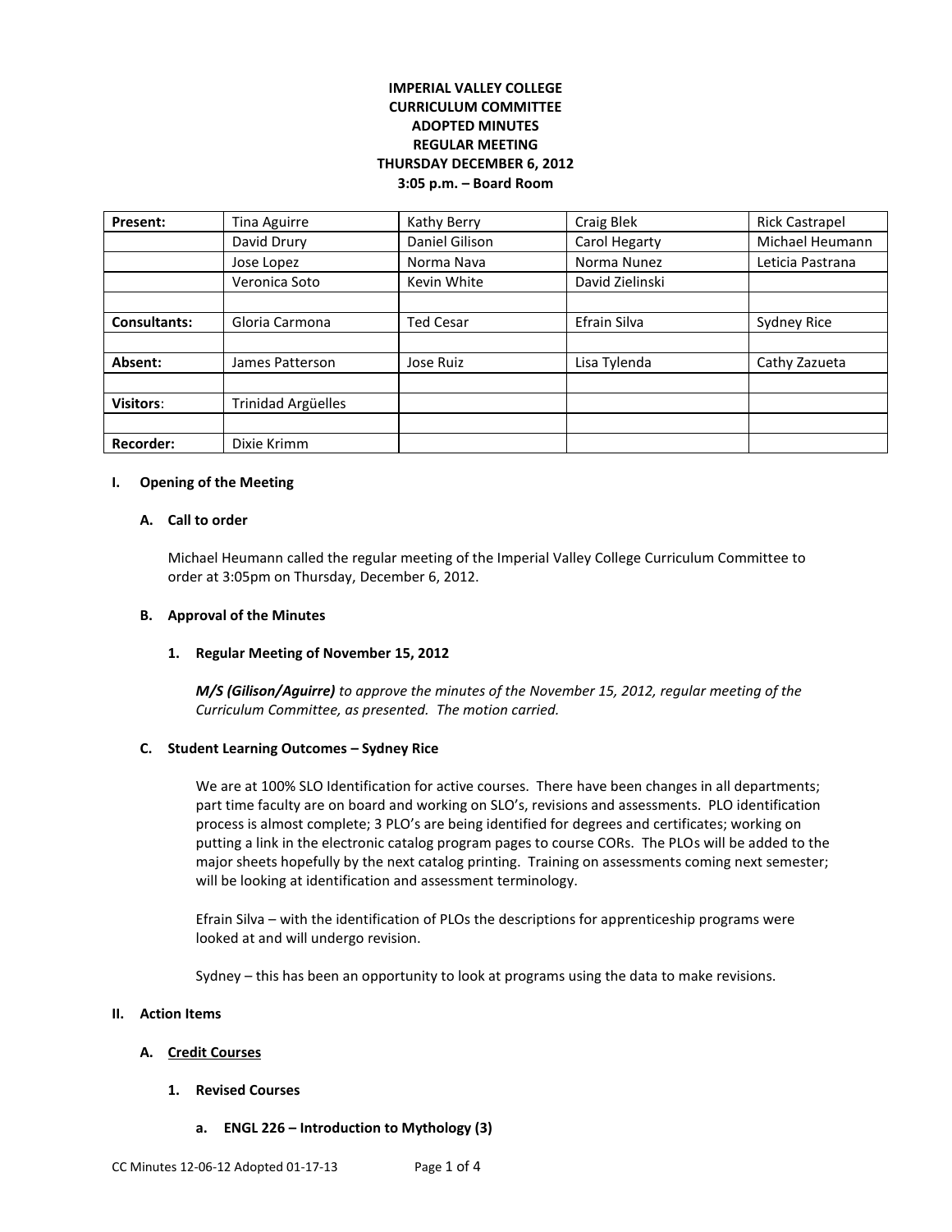**IMPERIAL VALLEY COLLEGE**
**CURRICULUM COMMITTEE**
**ADOPTED MINUTES**
**REGULAR MEETING**
**THURSDAY DECEMBER 6, 2012**
**3:05 p.m. – Board Room**

| | | | | |
|---|---|---|---|---|
| **Present:** | Tina Aguirre | Kathy Berry | Craig Blek | Rick Castrapel |
| | David Drury | Daniel Gilison | Carol Hegarty | Michael Heumann |
| | Jose Lopez | Norma Nava | Norma Nunez | Leticia Pastrana |
| | Veronica Soto | Kevin White | David Zielinski | |
| | | | | |
| **Consultants:** | Gloria Carmona | Ted Cesar | Efrain Silva | Sydney Rice |
| | | | | |
| **Absent:** | James Patterson | Jose Ruiz | Lisa Tylenda | Cathy Zazueta |
| | | | | |
| **Visitors**: | Trinidad Argüelles | | | |
| | | | | |
| **Recorder:** | Dixie Krimm | | | |

## I. Opening of the Meeting

### A. Call to order

Michael Heumann called the regular meeting of the Imperial Valley College Curriculum Committee to order at 3:05pm on Thursday, December 6, 2012.

### B. Approval of the Minutes

#### 1. Regular Meeting of November 15, 2012

***M/S (Gilison/Aguirre)*** *to approve the minutes of the November 15, 2012, regular meeting of the Curriculum Committee, as presented. The motion carried.*

### C. Student Learning Outcomes – Sydney Rice

We are at 100% SLO Identification for active courses. There have been changes in all departments; part time faculty are on board and working on SLO's, revisions and assessments. PLO identification process is almost complete; 3 PLO's are being identified for degrees and certificates; working on putting a link in the electronic catalog program pages to course CORs. The PLOs will be added to the major sheets hopefully by the next catalog printing. Training on assessments coming next semester; will be looking at identification and assessment terminology.

Efrain Silva – with the identification of PLOs the descriptions for apprenticeship programs were looked at and will undergo revision.

Sydney – this has been an opportunity to look at programs using the data to make revisions.

## II. Action Items

### A. Credit Courses

#### 1. Revised Courses

##### a. ENGL 226 – Introduction to Mythology (3)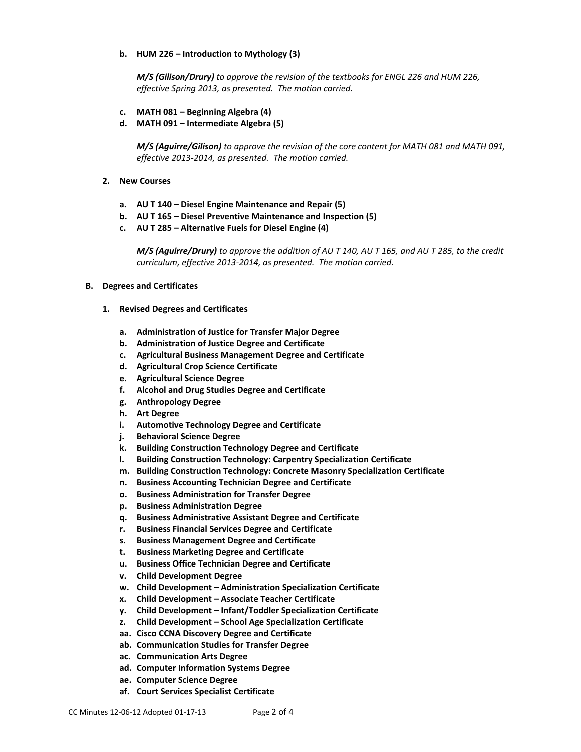**b. HUM 226 – Introduction to Mythology (3)**

***M/S (Gilison/Drury)*** *to approve the revision of the textbooks for ENGL 226 and HUM 226, effective Spring 2013, as presented. The motion carried.*

**c. MATH 081 – Beginning Algebra (4)**
**d. MATH 091 – Intermediate Algebra (5)**

***M/S (Aguirre/Gilison)*** *to approve the revision of the core content for MATH 081 and MATH 091, effective 2013-2014, as presented. The motion carried.*

**2. New Courses**

**a. AU T 140 – Diesel Engine Maintenance and Repair (5)**
**b. AU T 165 – Diesel Preventive Maintenance and Inspection (5)**
**c. AU T 285 – Alternative Fuels for Diesel Engine (4)**

***M/S (Aguirre/Drury)*** *to approve the addition of AU T 140, AU T 165, and AU T 285, to the credit curriculum, effective 2013-2014, as presented. The motion carried.*

**B. Degrees and Certificates**

**1. Revised Degrees and Certificates**

**a. Administration of Justice for Transfer Major Degree**
**b. Administration of Justice Degree and Certificate**
**c. Agricultural Business Management Degree and Certificate**
**d. Agricultural Crop Science Certificate**
**e. Agricultural Science Degree**
**f. Alcohol and Drug Studies Degree and Certificate**
**g. Anthropology Degree**
**h. Art Degree**
**i. Automotive Technology Degree and Certificate**
**j. Behavioral Science Degree**
**k. Building Construction Technology Degree and Certificate**
**l. Building Construction Technology: Carpentry Specialization Certificate**
**m. Building Construction Technology: Concrete Masonry Specialization Certificate**
**n. Business Accounting Technician Degree and Certificate**
**o. Business Administration for Transfer Degree**
**p. Business Administration Degree**
**q. Business Administrative Assistant Degree and Certificate**
**r. Business Financial Services Degree and Certificate**
**s. Business Management Degree and Certificate**
**t. Business Marketing Degree and Certificate**
**u. Business Office Technician Degree and Certificate**
**v. Child Development Degree**
**w. Child Development – Administration Specialization Certificate**
**x. Child Development – Associate Teacher Certificate**
**y. Child Development – Infant/Toddler Specialization Certificate**
**z. Child Development – School Age Specialization Certificate**
**aa. Cisco CCNA Discovery Degree and Certificate**
**ab. Communication Studies for Transfer Degree**
**ac. Communication Arts Degree**
**ad. Computer Information Systems Degree**
**ae. Computer Science Degree**
**af. Court Services Specialist Certificate**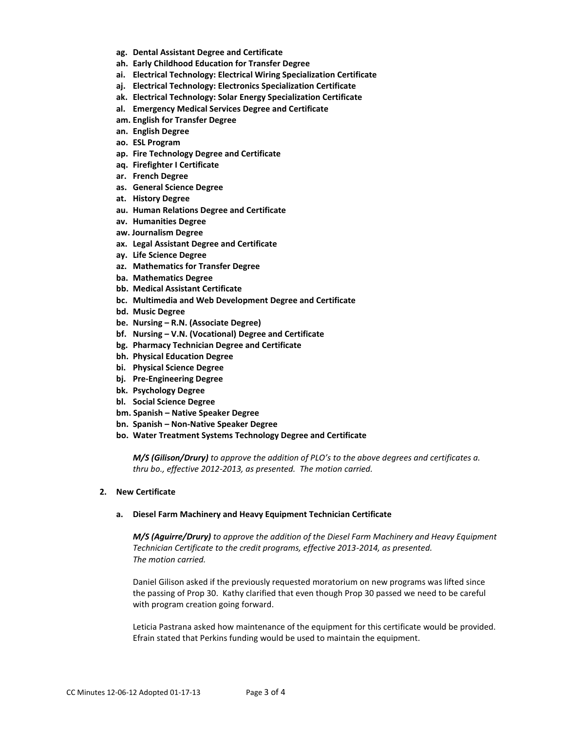- **ag. Dental Assistant Degree and Certificate**
- **ah. Early Childhood Education for Transfer Degree**
- **ai. Electrical Technology: Electrical Wiring Specialization Certificate**
- **aj. Electrical Technology: Electronics Specialization Certificate**
- **ak. Electrical Technology: Solar Energy Specialization Certificate**
- **al. Emergency Medical Services Degree and Certificate**
- **am. English for Transfer Degree**
- **an. English Degree**
- **ao. ESL Program**
- **ap. Fire Technology Degree and Certificate**
- **aq. Firefighter I Certificate**
- **ar. French Degree**
- **as. General Science Degree**
- **at. History Degree**
- **au. Human Relations Degree and Certificate**
- **av. Humanities Degree**
- **aw. Journalism Degree**
- **ax. Legal Assistant Degree and Certificate**
- **ay. Life Science Degree**
- **az. Mathematics for Transfer Degree**
- **ba. Mathematics Degree**
- **bb. Medical Assistant Certificate**
- **bc. Multimedia and Web Development Degree and Certificate**
- **bd. Music Degree**
- **be. Nursing – R.N. (Associate Degree)**
- **bf. Nursing – V.N. (Vocational) Degree and Certificate**
- **bg. Pharmacy Technician Degree and Certificate**
- **bh. Physical Education Degree**
- **bi. Physical Science Degree**
- **bj. Pre-Engineering Degree**
- **bk. Psychology Degree**
- **bl. Social Science Degree**
- **bm. Spanish – Native Speaker Degree**
- **bn. Spanish – Non-Native Speaker Degree**
- **bo. Water Treatment Systems Technology Degree and Certificate**

***M/S (Gilison/Drury)*** *to approve the addition of PLO's to the above degrees and certificates a. thru bo., effective 2012-2013, as presented. The motion carried.*

**2. New Certificate**

**a. Diesel Farm Machinery and Heavy Equipment Technician Certificate**

***M/S (Aguirre/Drury)*** *to approve the addition of the Diesel Farm Machinery and Heavy Equipment Technician Certificate to the credit programs, effective 2013-2014, as presented. The motion carried.*

Daniel Gilison asked if the previously requested moratorium on new programs was lifted since the passing of Prop 30. Kathy clarified that even though Prop 30 passed we need to be careful with program creation going forward.

Leticia Pastrana asked how maintenance of the equipment for this certificate would be provided. Efrain stated that Perkins funding would be used to maintain the equipment.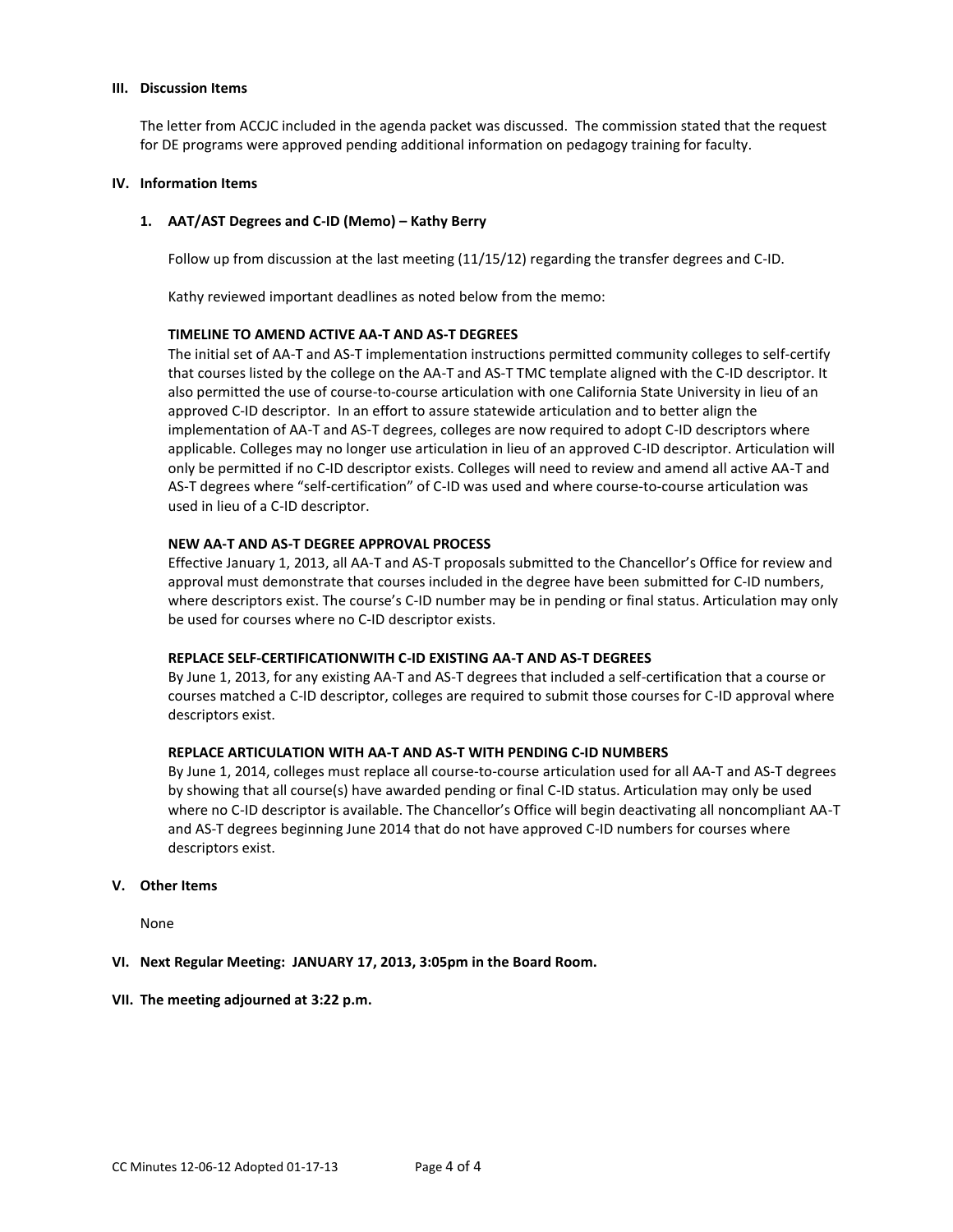## III. Discussion Items

The letter from ACCJC included in the agenda packet was discussed. The commission stated that the request for DE programs were approved pending additional information on pedagogy training for faculty.

## IV. Information Items

### 1. AAT/AST Degrees and C-ID (Memo) – Kathy Berry

Follow up from discussion at the last meeting (11/15/12) regarding the transfer degrees and C-ID.

Kathy reviewed important deadlines as noted below from the memo:

**TIMELINE TO AMEND ACTIVE AA-T AND AS-T DEGREES**

The initial set of AA-T and AS-T implementation instructions permitted community colleges to self-certify that courses listed by the college on the AA-T and AS-T TMC template aligned with the C-ID descriptor. It also permitted the use of course-to-course articulation with one California State University in lieu of an approved C-ID descriptor. In an effort to assure statewide articulation and to better align the implementation of AA-T and AS-T degrees, colleges are now required to adopt C-ID descriptors where applicable. Colleges may no longer use articulation in lieu of an approved C-ID descriptor. Articulation will only be permitted if no C-ID descriptor exists. Colleges will need to review and amend all active AA-T and AS-T degrees where "self-certification" of C-ID was used and where course-to-course articulation was used in lieu of a C-ID descriptor.

**NEW AA-T AND AS-T DEGREE APPROVAL PROCESS**

Effective January 1, 2013, all AA-T and AS-T proposals submitted to the Chancellor's Office for review and approval must demonstrate that courses included in the degree have been submitted for C-ID numbers, where descriptors exist. The course's C-ID number may be in pending or final status. Articulation may only be used for courses where no C-ID descriptor exists.

**REPLACE SELF-CERTIFICATIONWITH C-ID EXISTING AA-T AND AS-T DEGREES**

By June 1, 2013, for any existing AA-T and AS-T degrees that included a self-certification that a course or courses matched a C-ID descriptor, colleges are required to submit those courses for C-ID approval where descriptors exist.

**REPLACE ARTICULATION WITH AA-T AND AS-T WITH PENDING C-ID NUMBERS**

By June 1, 2014, colleges must replace all course-to-course articulation used for all AA-T and AS-T degrees by showing that all course(s) have awarded pending or final C-ID status. Articulation may only be used where no C-ID descriptor is available. The Chancellor's Office will begin deactivating all noncompliant AA-T and AS-T degrees beginning June 2014 that do not have approved C-ID numbers for courses where descriptors exist.

## V. Other Items

None

## VI. Next Regular Meeting: JANUARY 17, 2013, 3:05pm in the Board Room.

## VII. The meeting adjourned at 3:22 p.m.